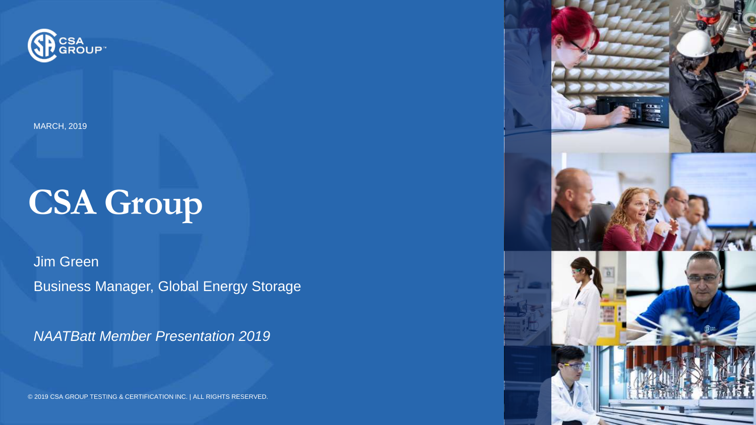MARCH, 2019

# CSA Group

Jim Green

Business Manager, Global Energy Storage

*NAATBatt Member Presentation 2019*

© 2019 CSA GROUP TESTING & CERTIFICATION INC. | ALL RIGHTS RESERVED.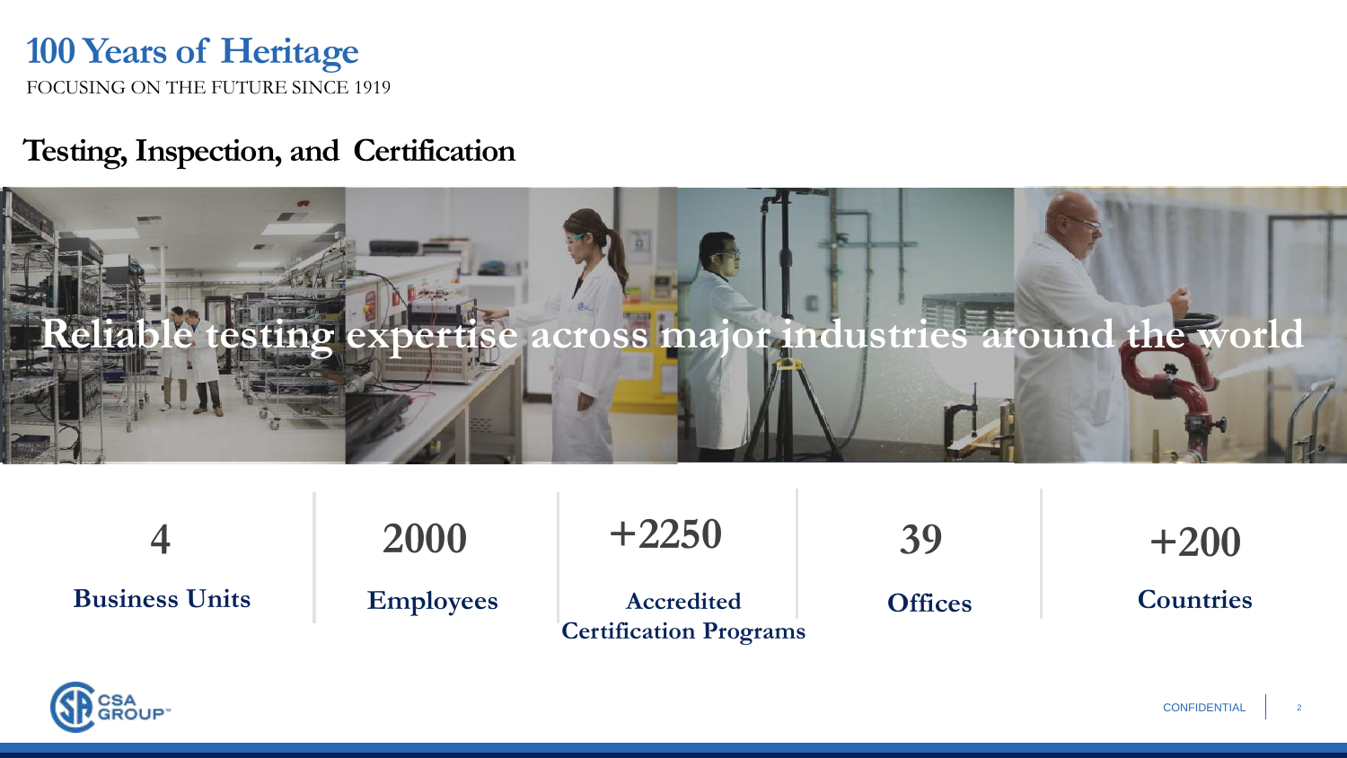# 100 Years of Heritage

FOCUSING ON THE FUTURE SINCE 1919

## Testing, Inspection, and Certification

**Reliable testing expertise across major industries around the world**

| 4 | 2000 | +2250 | 39 | +200 |
|---|---|---|---|---|
| **Business Units** | **Employees** | **Accredited Certification Programs** | **Offices** | **Countries** |

CSA GROUP™

CONFIDENTIAL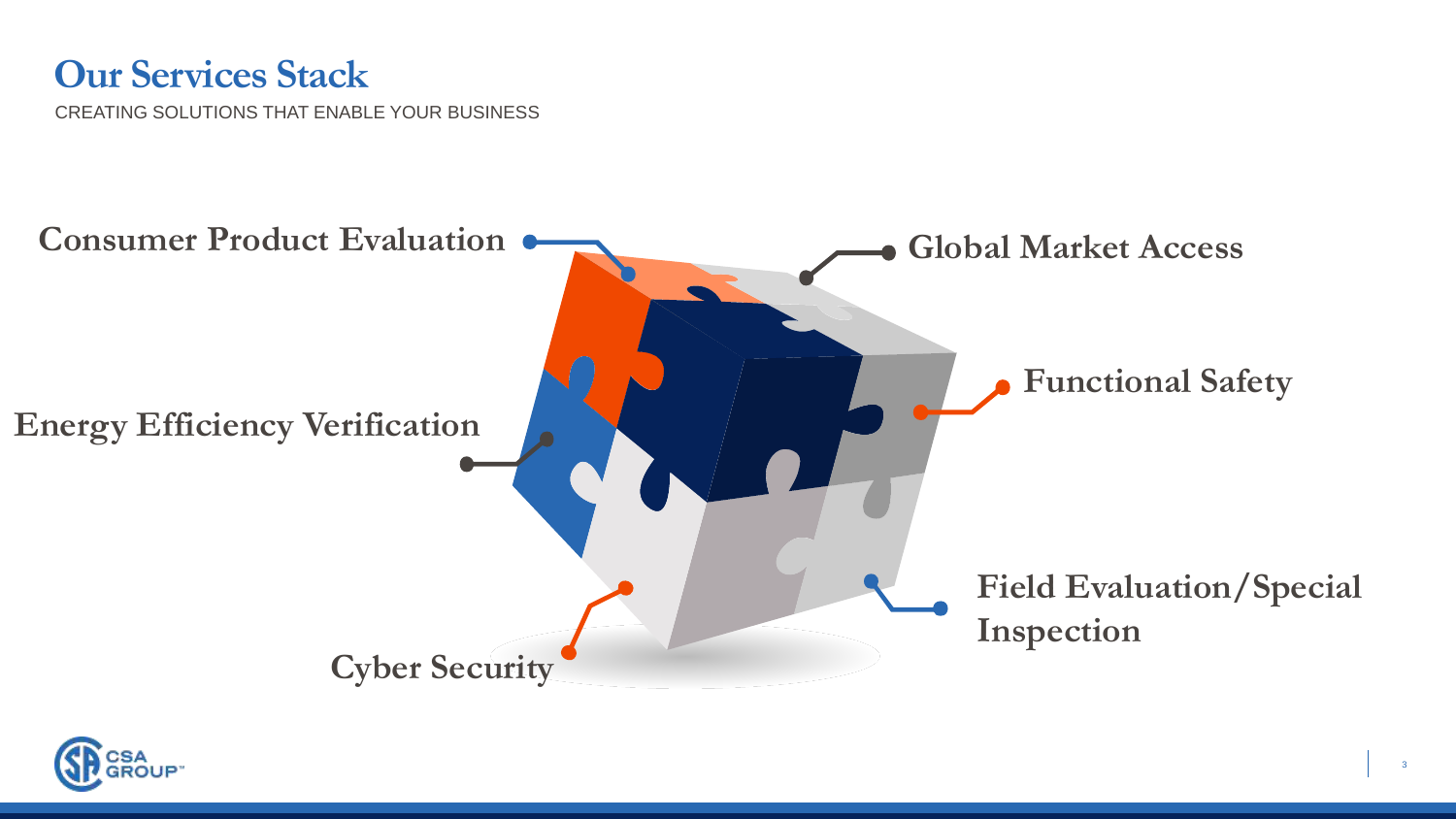# Our Services Stack

CREATING SOLUTIONS THAT ENABLE YOUR BUSINESS

- **Consumer Product Evaluation**
- **Global Market Access**
- **Functional Safety**
- **Energy Efficiency Verification**
- **Field Evaluation/Special Inspection**
- **Cyber Security**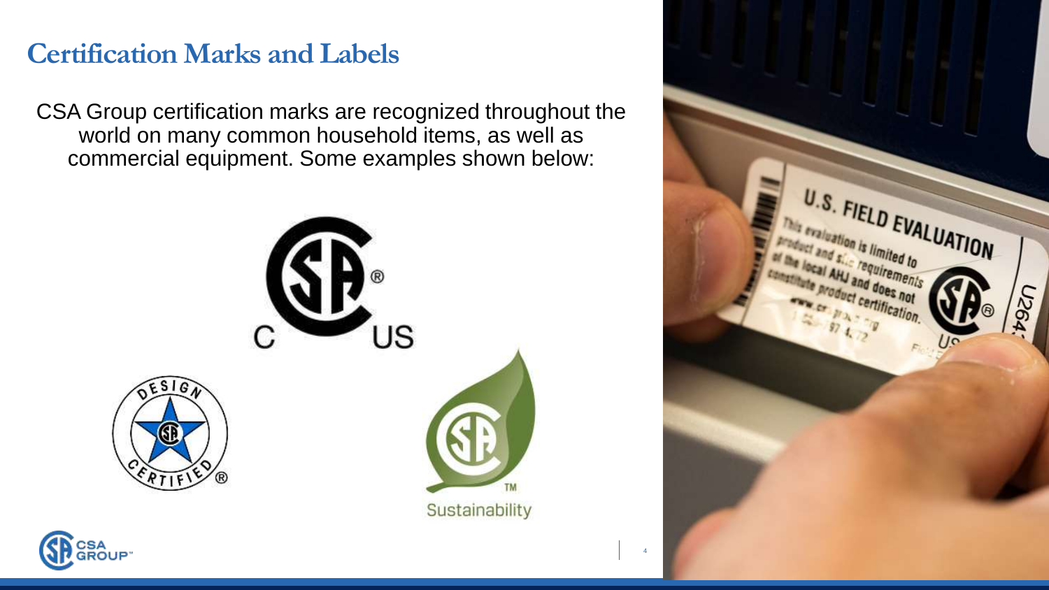# Certification Marks and Labels

CSA Group certification marks are recognized throughout the world on many common household items, as well as commercial equipment. Some examples shown below: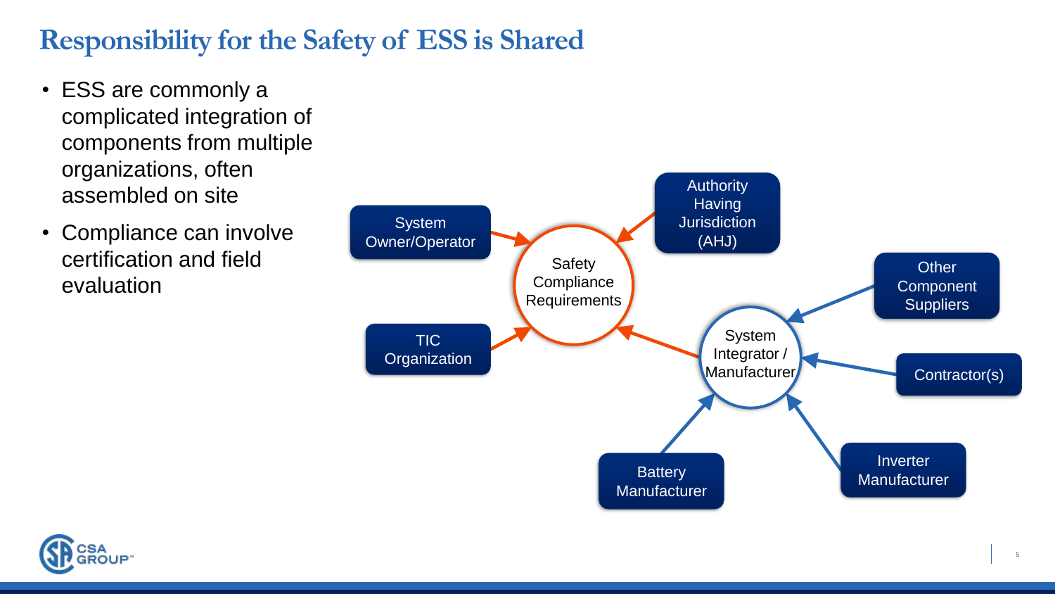# Responsibility for the Safety of ESS is Shared

- ESS are commonly a complicated integration of components from multiple organizations, often assembled on site
- Compliance can involve certification and field evaluation

Safety Compliance Requirements

System Owner/Operator

Authority Having Jurisdiction (AHJ)

TIC Organization

System Integrator / Manufacturer

Other Component Suppliers

Contractor(s)

Battery Manufacturer

Inverter Manufacturer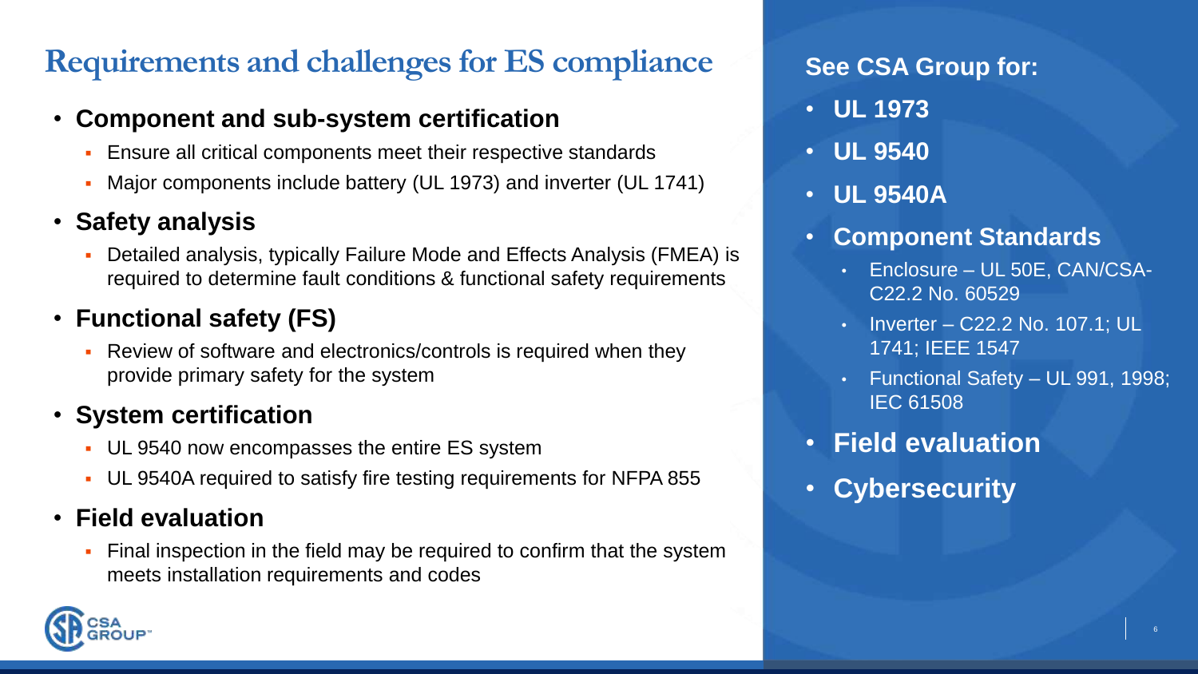# Requirements and challenges for ES compliance

- **Component and sub-system certification**
  - Ensure all critical components meet their respective standards
  - Major components include battery (UL 1973) and inverter (UL 1741)
- **Safety analysis**
  - Detailed analysis, typically Failure Mode and Effects Analysis (FMEA) is required to determine fault conditions & functional safety requirements
- **Functional safety (FS)**
  - Review of software and electronics/controls is required when they provide primary safety for the system
- **System certification**
  - UL 9540 now encompasses the entire ES system
  - UL 9540A required to satisfy fire testing requirements for NFPA 855
- **Field evaluation**
  - Final inspection in the field may be required to confirm that the system meets installation requirements and codes

**See CSA Group for:**

- **UL 1973**
- **UL 9540**
- **UL 9540A**
- **Component Standards**
  - Enclosure – UL 50E, CAN/CSA-C22.2 No. 60529
  - Inverter – C22.2 No. 107.1; UL 1741; IEEE 1547
  - Functional Safety – UL 991, 1998; IEC 61508
- **Field evaluation**
- **Cybersecurity**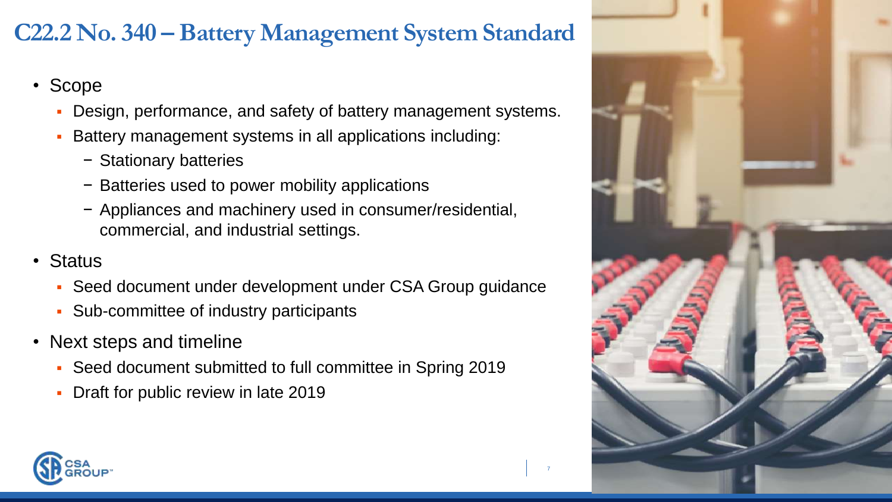# C22.2 No. 340 – Battery Management System Standard

- Scope
  - Design, performance, and safety of battery management systems.
  - Battery management systems in all applications including:
    - Stationary batteries
    - Batteries used to power mobility applications
    - Appliances and machinery used in consumer/residential, commercial, and industrial settings.
- Status
  - Seed document under development under CSA Group guidance
  - Sub-committee of industry participants
- Next steps and timeline
  - Seed document submitted to full committee in Spring 2019
  - Draft for public review in late 2019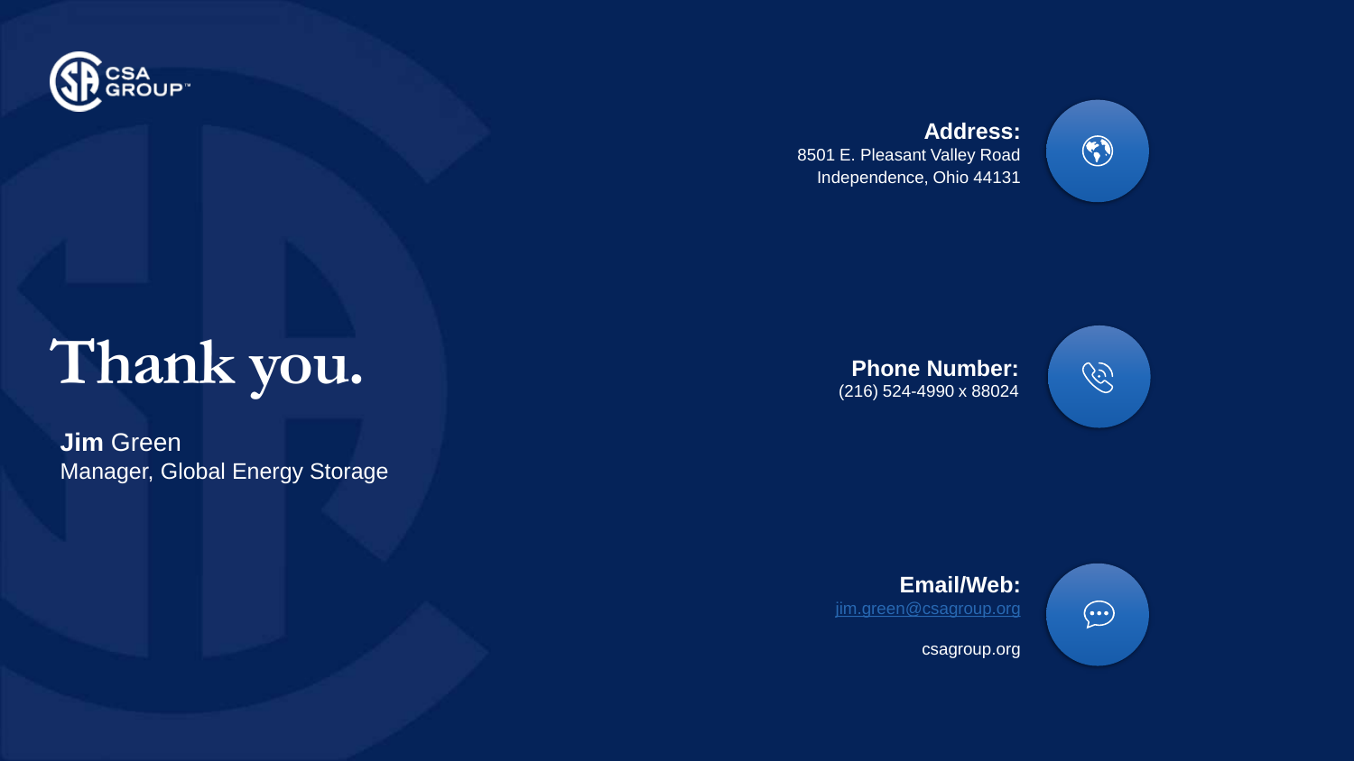CSA GROUP™

# Thank you.

**Jim** Green
Manager, Global Energy Storage

**Address:**
8501 E. Pleasant Valley Road
Independence, Ohio 44131

**Phone Number:**
(216) 524-4990 x 88024

**Email/Web:**
jim.green@csagroup.org

csagroup.org